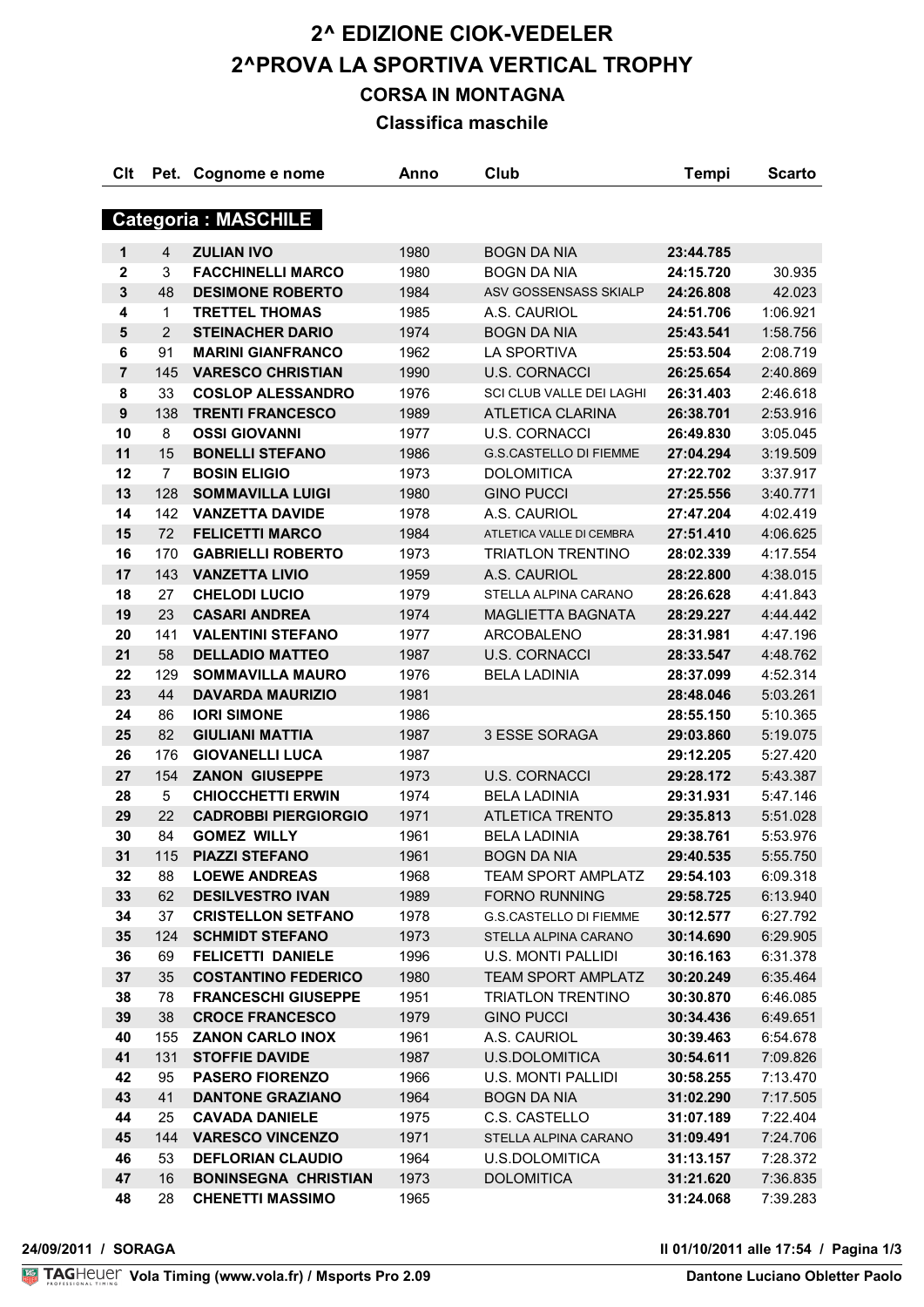# 2^ EDIZIONE CIOK-VEDELER

# 2^PROVA LA SPORTIVA VERTICAL TROPHY

## CORSA IN MONTAGNA

### Classifica maschile

| Clt | Pet. | Cognome e nome | Anno | Club | Tempi | Scarto |
|---|---|---|---|---|---|---|
| **Categoria : MASCHILE** | | | | | | |
| **1** | 4 | **ZULIAN IVO** | 1980 | BOGN DA NIA | **23:44.785** | |
| **2** | 3 | **FACCHINELLI MARCO** | 1980 | BOGN DA NIA | **24:15.720** | 30.935 |
| **3** | 48 | **DESIMONE ROBERTO** | 1984 | ASV GOSSENSASS SKIALP | **24:26.808** | 42.023 |
| **4** | 1 | **TRETTEL THOMAS** | 1985 | A.S. CAURIOL | **24:51.706** | 1:06.921 |
| **5** | 2 | **STEINACHER DARIO** | 1974 | BOGN DA NIA | **25:43.541** | 1:58.756 |
| **6** | 91 | **MARINI GIANFRANCO** | 1962 | LA SPORTIVA | **25:53.504** | 2:08.719 |
| **7** | 145 | **VARESCO CHRISTIAN** | 1990 | U.S. CORNACCI | **26:25.654** | 2:40.869 |
| **8** | 33 | **COSLOP ALESSANDRO** | 1976 | SCI CLUB VALLE DEI LAGHI | **26:31.403** | 2:46.618 |
| **9** | 138 | **TRENTI FRANCESCO** | 1989 | ATLETICA CLARINA | **26:38.701** | 2:53.916 |
| **10** | 8 | **OSSI GIOVANNI** | 1977 | U.S. CORNACCI | **26:49.830** | 3:05.045 |
| **11** | 15 | **BONELLI STEFANO** | 1986 | G.S.CASTELLO DI FIEMME | **27:04.294** | 3:19.509 |
| **12** | 7 | **BOSIN ELIGIO** | 1973 | DOLOMITICA | **27:22.702** | 3:37.917 |
| **13** | 128 | **SOMMAVILLA LUIGI** | 1980 | GINO PUCCI | **27:25.556** | 3:40.771 |
| **14** | 142 | **VANZETTA DAVIDE** | 1978 | A.S. CAURIOL | **27:47.204** | 4:02.419 |
| **15** | 72 | **FELICETTI MARCO** | 1984 | ATLETICA VALLE DI CEMBRA | **27:51.410** | 4:06.625 |
| **16** | 170 | **GABRIELLI ROBERTO** | 1973 | TRIATLON TRENTINO | **28:02.339** | 4:17.554 |
| **17** | 143 | **VANZETTA LIVIO** | 1959 | A.S. CAURIOL | **28:22.800** | 4:38.015 |
| **18** | 27 | **CHELODI LUCIO** | 1979 | STELLA ALPINA CARANO | **28:26.628** | 4:41.843 |
| **19** | 23 | **CASARI ANDREA** | 1974 | MAGLIETTA BAGNATA | **28:29.227** | 4:44.442 |
| **20** | 141 | **VALENTINI STEFANO** | 1977 | ARCOBALENO | **28:31.981** | 4:47.196 |
| **21** | 58 | **DELLADIO MATTEO** | 1987 | U.S. CORNACCI | **28:33.547** | 4:48.762 |
| **22** | 129 | **SOMMAVILLA MAURO** | 1976 | BELA LADINIA | **28:37.099** | 4:52.314 |
| **23** | 44 | **DAVARDA MAURIZIO** | 1981 | | **28:48.046** | 5:03.261 |
| **24** | 86 | **IORI SIMONE** | 1986 | | **28:55.150** | 5:10.365 |
| **25** | 82 | **GIULIANI MATTIA** | 1987 | 3 ESSE SORAGA | **29:03.860** | 5:19.075 |
| **26** | 176 | **GIOVANELLI LUCA** | 1987 | | **29:12.205** | 5:27.420 |
| **27** | 154 | **ZANON GIUSEPPE** | 1973 | U.S. CORNACCI | **29:28.172** | 5:43.387 |
| **28** | 5 | **CHIOCCHETTI ERWIN** | 1974 | BELA LADINIA | **29:31.931** | 5:47.146 |
| **29** | 22 | **CADROBBI PIERGIORGIO** | 1971 | ATLETICA TRENTO | **29:35.813** | 5:51.028 |
| **30** | 84 | **GOMEZ WILLY** | 1961 | BELA LADINIA | **29:38.761** | 5:53.976 |
| **31** | 115 | **PIAZZI STEFANO** | 1961 | BOGN DA NIA | **29:40.535** | 5:55.750 |
| **32** | 88 | **LOEWE ANDREAS** | 1968 | TEAM SPORT AMPLATZ | **29:54.103** | 6:09.318 |
| **33** | 62 | **DESILVESTRO IVAN** | 1989 | FORNO RUNNING | **29:58.725** | 6:13.940 |
| **34** | 37 | **CRISTELLON SETFANO** | 1978 | G.S.CASTELLO DI FIEMME | **30:12.577** | 6:27.792 |
| **35** | 124 | **SCHMIDT STEFANO** | 1973 | STELLA ALPINA CARANO | **30:14.690** | 6:29.905 |
| **36** | 69 | **FELICETTI DANIELE** | 1996 | U.S. MONTI PALLIDI | **30:16.163** | 6:31.378 |
| **37** | 35 | **COSTANTINO FEDERICO** | 1980 | TEAM SPORT AMPLATZ | **30:20.249** | 6:35.464 |
| **38** | 78 | **FRANCESCHI GIUSEPPE** | 1951 | TRIATLON TRENTINO | **30:30.870** | 6:46.085 |
| **39** | 38 | **CROCE FRANCESCO** | 1979 | GINO PUCCI | **30:34.436** | 6:49.651 |
| **40** | 155 | **ZANON CARLO INOX** | 1961 | A.S. CAURIOL | **30:39.463** | 6:54.678 |
| **41** | 131 | **STOFFIE DAVIDE** | 1987 | U.S.DOLOMITICA | **30:54.611** | 7:09.826 |
| **42** | 95 | **PASERO FIORENZO** | 1966 | U.S. MONTI PALLIDI | **30:58.255** | 7:13.470 |
| **43** | 41 | **DANTONE GRAZIANO** | 1964 | BOGN DA NIA | **31:02.290** | 7:17.505 |
| **44** | 25 | **CAVADA DANIELE** | 1975 | C.S. CASTELLO | **31:07.189** | 7:22.404 |
| **45** | 144 | **VARESCO VINCENZO** | 1971 | STELLA ALPINA CARANO | **31:09.491** | 7:24.706 |
| **46** | 53 | **DEFLORIAN CLAUDIO** | 1964 | U.S.DOLOMITICA | **31:13.157** | 7:28.372 |
| **47** | 16 | **BONINSEGNA CHRISTIAN** | 1973 | DOLOMITICA | **31:21.620** | 7:36.835 |
| **48** | 28 | **CHENETTI MASSIMO** | 1965 | | **31:24.068** | 7:39.283 |

**24/09/2011 / SORAGA** **Il 01/10/2011 alle 17:54 / Pagina 1/3**

**Vola Timing (www.vola.fr) / Msports Pro 2.09** **Dantone Luciano Obletter Paolo**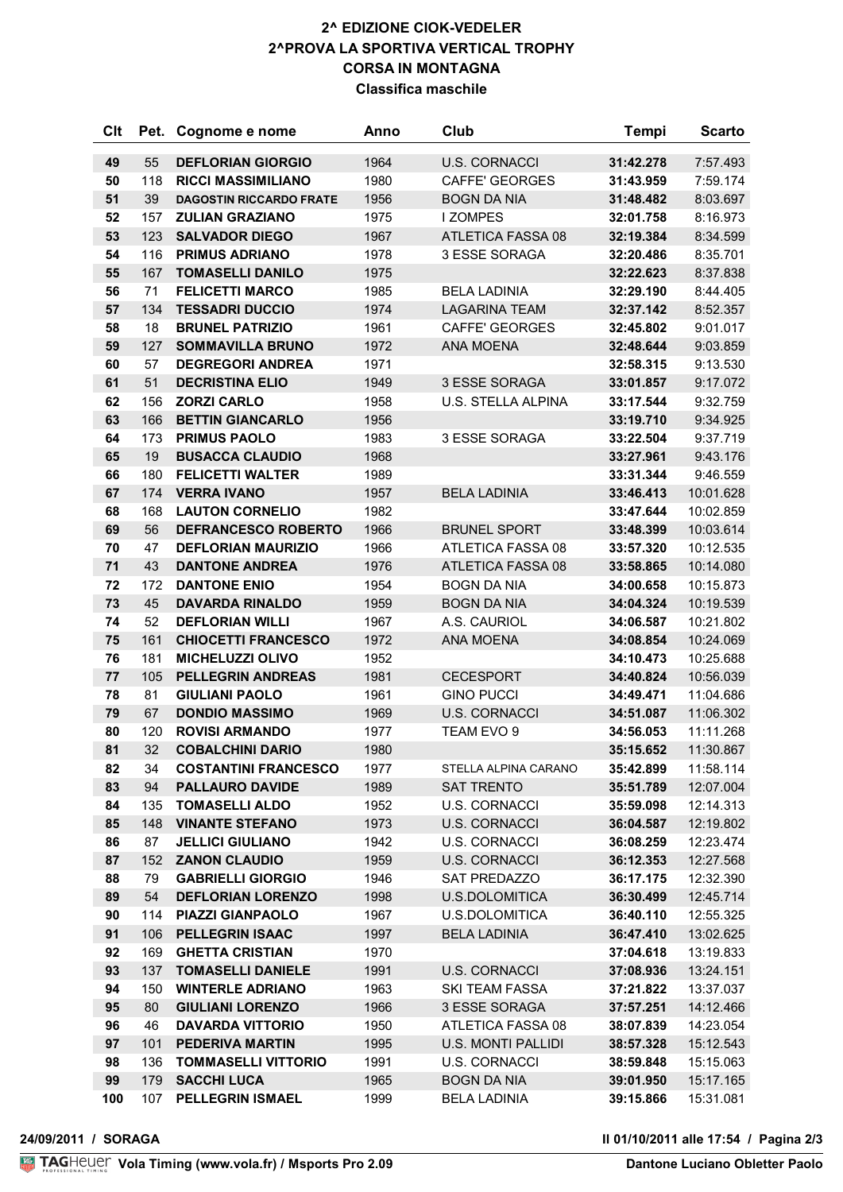# 2^ EDIZIONE CIOK-VEDELER

## 2^PROVA LA SPORTIVA VERTICAL TROPHY

## CORSA IN MONTAGNA

### Classifica maschile

| Clt | Pet. | Cognome e nome | Anno | Club | Tempi | Scarto |
|---|---|---|---|---|---|---|
| 49 | 55 | **DEFLORIAN GIORGIO** | 1964 | U.S. CORNACCI | **31:42.278** | 7:57.493 |
| 50 | 118 | **RICCI MASSIMILIANO** | 1980 | CAFFE' GEORGES | **31:43.959** | 7:59.174 |
| 51 | 39 | **DAGOSTIN RICCARDO FRATE** | 1956 | BOGN DA NIA | **31:48.482** | 8:03.697 |
| 52 | 157 | **ZULIAN GRAZIANO** | 1975 | I ZOMPES | **32:01.758** | 8:16.973 |
| 53 | 123 | **SALVADOR DIEGO** | 1967 | ATLETICA FASSA 08 | **32:19.384** | 8:34.599 |
| 54 | 116 | **PRIMUS ADRIANO** | 1978 | 3 ESSE SORAGA | **32:20.486** | 8:35.701 |
| 55 | 167 | **TOMASELLI DANILO** | 1975 | | **32:22.623** | 8:37.838 |
| 56 | 71 | **FELICETTI MARCO** | 1985 | BELA LADINIA | **32:29.190** | 8:44.405 |
| 57 | 134 | **TESSADRI DUCCIO** | 1974 | LAGARINA TEAM | **32:37.142** | 8:52.357 |
| 58 | 18 | **BRUNEL PATRIZIO** | 1961 | CAFFE' GEORGES | **32:45.802** | 9:01.017 |
| 59 | 127 | **SOMMAVILLA BRUNO** | 1972 | ANA MOENA | **32:48.644** | 9:03.859 |
| 60 | 57 | **DEGREGORI ANDREA** | 1971 | | **32:58.315** | 9:13.530 |
| 61 | 51 | **DECRISTINA ELIO** | 1949 | 3 ESSE SORAGA | **33:01.857** | 9:17.072 |
| 62 | 156 | **ZORZI CARLO** | 1958 | U.S. STELLA ALPINA | **33:17.544** | 9:32.759 |
| 63 | 166 | **BETTIN GIANCARLO** | 1956 | | **33:19.710** | 9:34.925 |
| 64 | 173 | **PRIMUS PAOLO** | 1983 | 3 ESSE SORAGA | **33:22.504** | 9:37.719 |
| 65 | 19 | **BUSACCA CLAUDIO** | 1968 | | **33:27.961** | 9:43.176 |
| 66 | 180 | **FELICETTI WALTER** | 1989 | | **33:31.344** | 9:46.559 |
| 67 | 174 | **VERRA IVANO** | 1957 | BELA LADINIA | **33:46.413** | 10:01.628 |
| 68 | 168 | **LAUTON CORNELIO** | 1982 | | **33:47.644** | 10:02.859 |
| 69 | 56 | **DEFRANCESCO ROBERTO** | 1966 | BRUNEL SPORT | **33:48.399** | 10:03.614 |
| 70 | 47 | **DEFLORIAN MAURIZIO** | 1966 | ATLETICA FASSA 08 | **33:57.320** | 10:12.535 |
| 71 | 43 | **DANTONE ANDREA** | 1976 | ATLETICA FASSA 08 | **33:58.865** | 10:14.080 |
| 72 | 172 | **DANTONE ENIO** | 1954 | BOGN DA NIA | **34:00.658** | 10:15.873 |
| 73 | 45 | **DAVARDA RINALDO** | 1959 | BOGN DA NIA | **34:04.324** | 10:19.539 |
| 74 | 52 | **DEFLORIAN WILLI** | 1967 | A.S. CAURIOL | **34:06.587** | 10:21.802 |
| 75 | 161 | **CHIOCETTI FRANCESCO** | 1972 | ANA MOENA | **34:08.854** | 10:24.069 |
| 76 | 181 | **MICHELUZZI OLIVO** | 1952 | | **34:10.473** | 10:25.688 |
| 77 | 105 | **PELLEGRIN ANDREAS** | 1981 | CECESPORT | **34:40.824** | 10:56.039 |
| 78 | 81 | **GIULIANI PAOLO** | 1961 | GINO PUCCI | **34:49.471** | 11:04.686 |
| 79 | 67 | **DONDIO MASSIMO** | 1969 | U.S. CORNACCI | **34:51.087** | 11:06.302 |
| 80 | 120 | **ROVISI ARMANDO** | 1977 | TEAM EVO 9 | **34:56.053** | 11:11.268 |
| 81 | 32 | **COBALCHINI DARIO** | 1980 | | **35:15.652** | 11:30.867 |
| 82 | 34 | **COSTANTINI FRANCESCO** | 1977 | STELLA ALPINA CARANO | **35:42.899** | 11:58.114 |
| 83 | 94 | **PALLAURO DAVIDE** | 1989 | SAT TRENTO | **35:51.789** | 12:07.004 |
| 84 | 135 | **TOMASELLI ALDO** | 1952 | U.S. CORNACCI | **35:59.098** | 12:14.313 |
| 85 | 148 | **VINANTE STEFANO** | 1973 | U.S. CORNACCI | **36:04.587** | 12:19.802 |
| 86 | 87 | **JELLICI GIULIANO** | 1942 | U.S. CORNACCI | **36:08.259** | 12:23.474 |
| 87 | 152 | **ZANON CLAUDIO** | 1959 | U.S. CORNACCI | **36:12.353** | 12:27.568 |
| 88 | 79 | **GABRIELLI GIORGIO** | 1946 | SAT PREDAZZO | **36:17.175** | 12:32.390 |
| 89 | 54 | **DEFLORIAN LORENZO** | 1998 | U.S.DOLOMITICA | **36:30.499** | 12:45.714 |
| 90 | 114 | **PIAZZI GIANPAOLO** | 1967 | U.S.DOLOMITICA | **36:40.110** | 12:55.325 |
| 91 | 106 | **PELLEGRIN ISAAC** | 1997 | BELA LADINIA | **36:47.410** | 13:02.625 |
| 92 | 169 | **GHETTA CRISTIAN** | 1970 | | **37:04.618** | 13:19.833 |
| 93 | 137 | **TOMASELLI DANIELE** | 1991 | U.S. CORNACCI | **37:08.936** | 13:24.151 |
| 94 | 150 | **WINTERLE ADRIANO** | 1963 | SKI TEAM FASSA | **37:21.822** | 13:37.037 |
| 95 | 80 | **GIULIANI LORENZO** | 1966 | 3 ESSE SORAGA | **37:57.251** | 14:12.466 |
| 96 | 46 | **DAVARDA VITTORIO** | 1950 | ATLETICA FASSA 08 | **38:07.839** | 14:23.054 |
| 97 | 101 | **PEDERIVA MARTIN** | 1995 | U.S. MONTI PALLIDI | **38:57.328** | 15:12.543 |
| 98 | 136 | **TOMMASELLI VITTORIO** | 1991 | U.S. CORNACCI | **38:59.848** | 15:15.063 |
| 99 | 179 | **SACCHI LUCA** | 1965 | BOGN DA NIA | **39:01.950** | 15:17.165 |
| 100 | 107 | **PELLEGRIN ISMAEL** | 1999 | BELA LADINIA | **39:15.866** | 15:31.081 |

**24/09/2011 / SORAGA** **Il 01/10/2011 alle 17:54**

**Vola Timing (www.vola.fr) / Msports Pro 2.09** **Dantone Luciano Obletter Paolo**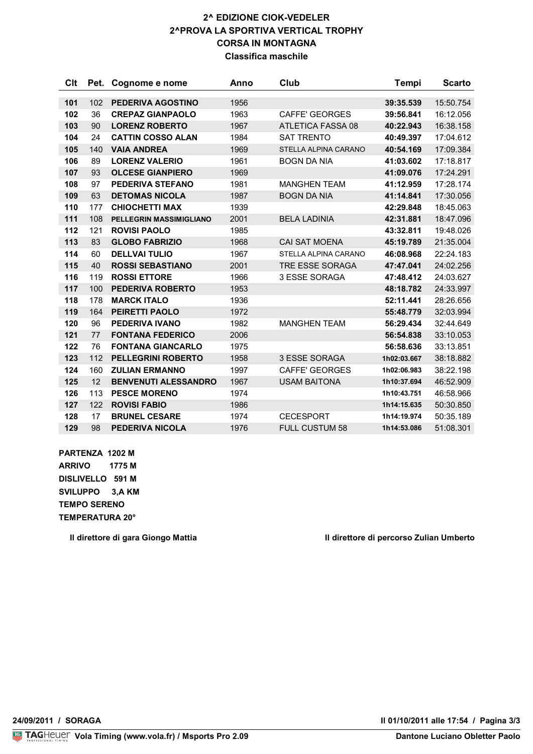# 2^ EDIZIONE CIOK-VEDELER
## 2^PROVA LA SPORTIVA VERTICAL TROPHY
## CORSA IN MONTAGNA
### Classifica maschile

| Clt | Pet. | Cognome e nome | Anno | Club | Tempi | Scarto |
|---|---|---|---|---|---|---|
| 101 | 102 | PEDERIVA AGOSTINO | 1956 | | 39:35.539 | 15:50.754 |
| 102 | 36 | CREPAZ GIANPAOLO | 1963 | CAFFE' GEORGES | 39:56.841 | 16:12.056 |
| 103 | 90 | LORENZ ROBERTO | 1967 | ATLETICA FASSA 08 | 40:22.943 | 16:38.158 |
| 104 | 24 | CATTIN COSSO ALAN | 1984 | SAT TRENTO | 40:49.397 | 17:04.612 |
| 105 | 140 | VAIA ANDREA | 1969 | STELLA ALPINA CARANO | 40:54.169 | 17:09.384 |
| 106 | 89 | LORENZ VALERIO | 1961 | BOGN DA NIA | 41:03.602 | 17:18.817 |
| 107 | 93 | OLCESE GIANPIERO | 1969 | | 41:09.076 | 17:24.291 |
| 108 | 97 | PEDERIVA STEFANO | 1981 | MANGHEN TEAM | 41:12.959 | 17:28.174 |
| 109 | 63 | DETOMAS NICOLA | 1987 | BOGN DA NIA | 41:14.841 | 17:30.056 |
| 110 | 177 | CHIOCHETTI MAX | 1939 | | 42:29.848 | 18:45.063 |
| 111 | 108 | PELLEGRIN MASSIMIGLIANO | 2001 | BELA LADINIA | 42:31.881 | 18:47.096 |
| 112 | 121 | ROVISI PAOLO | 1985 | | 43:32.811 | 19:48.026 |
| 113 | 83 | GLOBO FABRIZIO | 1968 | CAI SAT MOENA | 45:19.789 | 21:35.004 |
| 114 | 60 | DELLVAI TULIO | 1967 | STELLA ALPINA CARANO | 46:08.968 | 22:24.183 |
| 115 | 40 | ROSSI SEBASTIANO | 2001 | TRE ESSE SORAGA | 47:47.041 | 24:02.256 |
| 116 | 119 | ROSSI ETTORE | 1966 | 3 ESSE SORAGA | 47:48.412 | 24:03.627 |
| 117 | 100 | PEDERIVA ROBERTO | 1953 | | 48:18.782 | 24:33.997 |
| 118 | 178 | MARCK ITALO | 1936 | | 52:11.441 | 28:26.656 |
| 119 | 164 | PEIRETTI PAOLO | 1972 | | 55:48.779 | 32:03.994 |
| 120 | 96 | PEDERIVA IVANO | 1982 | MANGHEN TEAM | 56:29.434 | 32:44.649 |
| 121 | 77 | FONTANA FEDERICO | 2006 | | 56:54.838 | 33:10.053 |
| 122 | 76 | FONTANA GIANCARLO | 1975 | | 56:58.636 | 33:13.851 |
| 123 | 112 | PELLEGRINI ROBERTO | 1958 | 3 ESSE SORAGA | 1h02:03.667 | 38:18.882 |
| 124 | 160 | ZULIAN ERMANNO | 1997 | CAFFE' GEORGES | 1h02:06.983 | 38:22.198 |
| 125 | 12 | BENVENUTI ALESSANDRO | 1967 | USAM BAITONA | 1h10:37.694 | 46:52.909 |
| 126 | 113 | PESCE MORENO | 1974 | | 1h10:43.751 | 46:58.966 |
| 127 | 122 | ROVISI FABIO | 1986 | | 1h14:15.635 | 50:30.850 |
| 128 | 17 | BRUNEL CESARE | 1974 | CECESPORT | 1h14:19.974 | 50:35.189 |
| 129 | 98 | PEDERIVA NICOLA | 1976 | FULL CUSTUM 58 | 1h14:53.086 | 51:08.301 |

**PARTENZA 1202 M**
**ARRIVO 1775 M**
**DISLIVELLO 591 M**
**SVILUPPO 3,A KM**
**TEMPO SERENO**
**TEMPERATURA 20°**

**Il direttore di gara Giongo Mattia** **Il direttore di percorso Zulian Umberto**

**24/09/2011 / SORAGA** **Il 01/10/2011 alle 17:54 / Pagina 3/3**

**Vola Timing (www.vola.fr) / Msports Pro 2.09** **Dantone Luciano Obletter Paolo**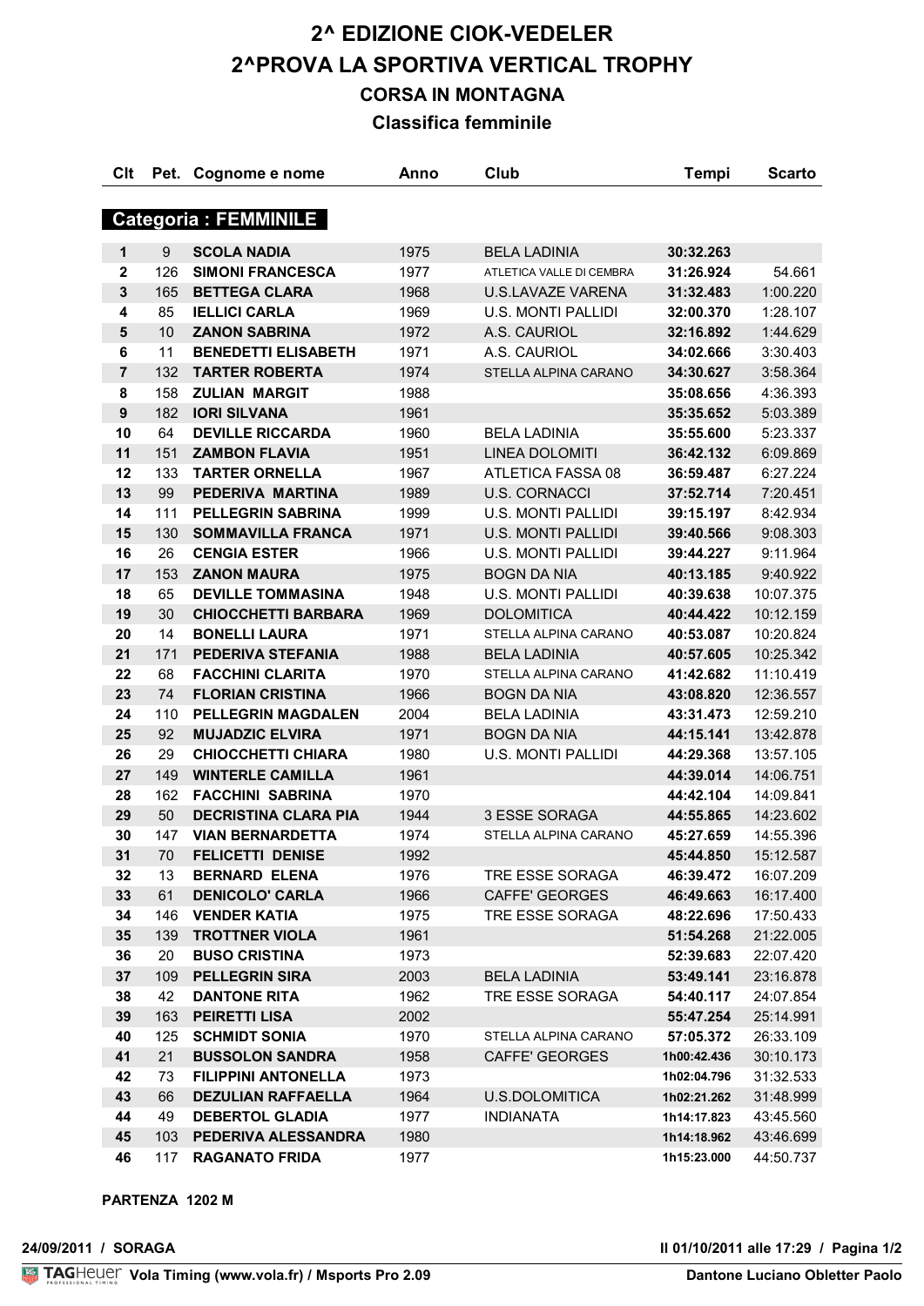# 2^ EDIZIONE CIOK-VEDELER
# 2^PROVA LA SPORTIVA VERTICAL TROPHY
## CORSA IN MONTAGNA
### Classifica femminile

| Clt | Pet. | Cognome e nome | Anno | Club | Tempi | Scarto |
|---|---|---|---|---|---|---|
| **Categoria : FEMMINILE** | | | | | | |
| 1 | 9 | **SCOLA NADIA** | 1975 | BELA LADINIA | **30:32.263** | |
| 2 | 126 | **SIMONI FRANCESCA** | 1977 | ATLETICA VALLE DI CEMBRA | **31:26.924** | 54.661 |
| 3 | 165 | **BETTEGA CLARA** | 1968 | U.S.LAVAZE VARENA | **31:32.483** | 1:00.220 |
| 4 | 85 | **IELLICI CARLA** | 1969 | U.S. MONTI PALLIDI | **32:00.370** | 1:28.107 |
| 5 | 10 | **ZANON SABRINA** | 1972 | A.S. CAURIOL | **32:16.892** | 1:44.629 |
| 6 | 11 | **BENEDETTI ELISABETH** | 1971 | A.S. CAURIOL | **34:02.666** | 3:30.403 |
| 7 | 132 | **TARTER ROBERTA** | 1974 | STELLA ALPINA CARANO | **34:30.627** | 3:58.364 |
| 8 | 158 | **ZULIAN MARGIT** | 1988 | | **35:08.656** | 4:36.393 |
| 9 | 182 | **IORI SILVANA** | 1961 | | **35:35.652** | 5:03.389 |
| 10 | 64 | **DEVILLE RICCARDA** | 1960 | BELA LADINIA | **35:55.600** | 5:23.337 |
| 11 | 151 | **ZAMBON FLAVIA** | 1951 | LINEA DOLOMITI | **36:42.132** | 6:09.869 |
| 12 | 133 | **TARTER ORNELLA** | 1967 | ATLETICA FASSA 08 | **36:59.487** | 6:27.224 |
| 13 | 99 | **PEDERIVA MARTINA** | 1989 | U.S. CORNACCI | **37:52.714** | 7:20.451 |
| 14 | 111 | **PELLEGRIN SABRINA** | 1999 | U.S. MONTI PALLIDI | **39:15.197** | 8:42.934 |
| 15 | 130 | **SOMMAVILLA FRANCA** | 1971 | U.S. MONTI PALLIDI | **39:40.566** | 9:08.303 |
| 16 | 26 | **CENGIA ESTER** | 1966 | U.S. MONTI PALLIDI | **39:44.227** | 9:11.964 |
| 17 | 153 | **ZANON MAURA** | 1975 | BOGN DA NIA | **40:13.185** | 9:40.922 |
| 18 | 65 | **DEVILLE TOMMASINA** | 1948 | U.S. MONTI PALLIDI | **40:39.638** | 10:07.375 |
| 19 | 30 | **CHIOCCHETTI BARBARA** | 1969 | DOLOMITICA | **40:44.422** | 10:12.159 |
| 20 | 14 | **BONELLI LAURA** | 1971 | STELLA ALPINA CARANO | **40:53.087** | 10:20.824 |
| 21 | 171 | **PEDERIVA STEFANIA** | 1988 | BELA LADINIA | **40:57.605** | 10:25.342 |
| 22 | 68 | **FACCHINI CLARITA** | 1970 | STELLA ALPINA CARANO | **41:42.682** | 11:10.419 |
| 23 | 74 | **FLORIAN CRISTINA** | 1966 | BOGN DA NIA | **43:08.820** | 12:36.557 |
| 24 | 110 | **PELLEGRIN MAGDALEN** | 2004 | BELA LADINIA | **43:31.473** | 12:59.210 |
| 25 | 92 | **MUJADZIC ELVIRA** | 1971 | BOGN DA NIA | **44:15.141** | 13:42.878 |
| 26 | 29 | **CHIOCCHETTI CHIARA** | 1980 | U.S. MONTI PALLIDI | **44:29.368** | 13:57.105 |
| 27 | 149 | **WINTERLE CAMILLA** | 1961 | | **44:39.014** | 14:06.751 |
| 28 | 162 | **FACCHINI SABRINA** | 1970 | | **44:42.104** | 14:09.841 |
| 29 | 50 | **DECRISTINA CLARA PIA** | 1944 | 3 ESSE SORAGA | **44:55.865** | 14:23.602 |
| 30 | 147 | **VIAN BERNARDETTA** | 1974 | STELLA ALPINA CARANO | **45:27.659** | 14:55.396 |
| 31 | 70 | **FELICETTI DENISE** | 1992 | | **45:44.850** | 15:12.587 |
| 32 | 13 | **BERNARD ELENA** | 1976 | TRE ESSE SORAGA | **46:39.472** | 16:07.209 |
| 33 | 61 | **DENICOLO' CARLA** | 1966 | CAFFE' GEORGES | **46:49.663** | 16:17.400 |
| 34 | 146 | **VENDER KATIA** | 1975 | TRE ESSE SORAGA | **48:22.696** | 17:50.433 |
| 35 | 139 | **TROTTNER VIOLA** | 1961 | | **51:54.268** | 21:22.005 |
| 36 | 20 | **BUSO CRISTINA** | 1973 | | **52:39.683** | 22:07.420 |
| 37 | 109 | **PELLEGRIN SIRA** | 2003 | BELA LADINIA | **53:49.141** | 23:16.878 |
| 38 | 42 | **DANTONE RITA** | 1962 | TRE ESSE SORAGA | **54:40.117** | 24:07.854 |
| 39 | 163 | **PEIRETTI LISA** | 2002 | | **55:47.254** | 25:14.991 |
| 40 | 125 | **SCHMIDT SONIA** | 1970 | STELLA ALPINA CARANO | **57:05.372** | 26:33.109 |
| 41 | 21 | **BUSSOLON SANDRA** | 1958 | CAFFE' GEORGES | **1h00:42.436** | 30:10.173 |
| 42 | 73 | **FILIPPINI ANTONELLA** | 1973 | | **1h02:04.796** | 31:32.533 |
| 43 | 66 | **DEZULIAN RAFFAELLA** | 1964 | U.S.DOLOMITICA | **1h02:21.262** | 31:48.999 |
| 44 | 49 | **DEBERTOL GLADIA** | 1977 | INDIANATA | **1h14:17.823** | 43:45.560 |
| 45 | 103 | **PEDERIVA ALESSANDRA** | 1980 | | **1h14:18.962** | 43:46.699 |
| 46 | 117 | **RAGANATO FRIDA** | 1977 | | **1h15:23.000** | 44:50.737 |

**PARTENZA 1202 M**

**24/09/2011 / SORAGA** **Il 01/10/2011 alle 17:29 / Pagina 1/2**

**Vola Timing (www.vola.fr) / Msports Pro 2.09** **Dantone Luciano Obletter Paolo**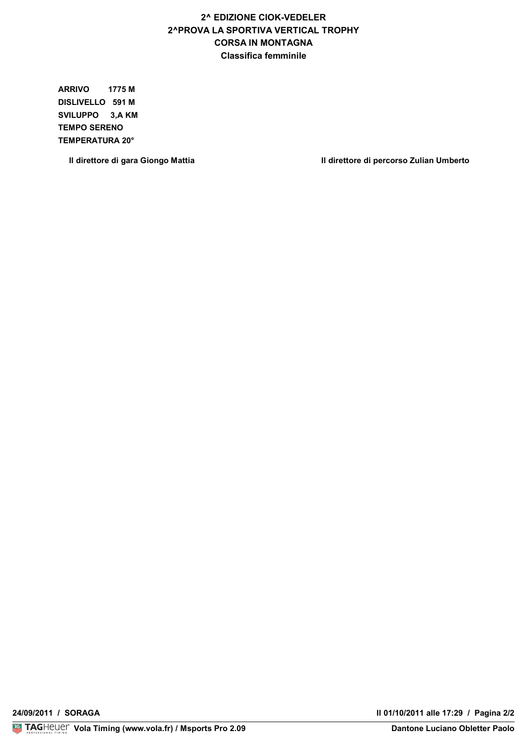# 2^ EDIZIONE CIOK-VEDELER
## 2^PROVA LA SPORTIVA VERTICAL TROPHY
## CORSA IN MONTAGNA
### Classifica femminile

**ARRIVO 1775 M**
**DISLIVELLO 591 M**
**SVILUPPO 3,A KM**
**TEMPO SERENO**
**TEMPERATURA 20°**

**Il direttore di gara Giongo Mattia**

**Il direttore di percorso Zulian Umberto**

**24/09/2011 / SORAGA**

**Il 01/10/2011 alle 17:29 / Pagina 2/2**

**Vola Timing (www.vola.fr) / Msports Pro 2.09**

**Dantone Luciano Obletter Paolo**